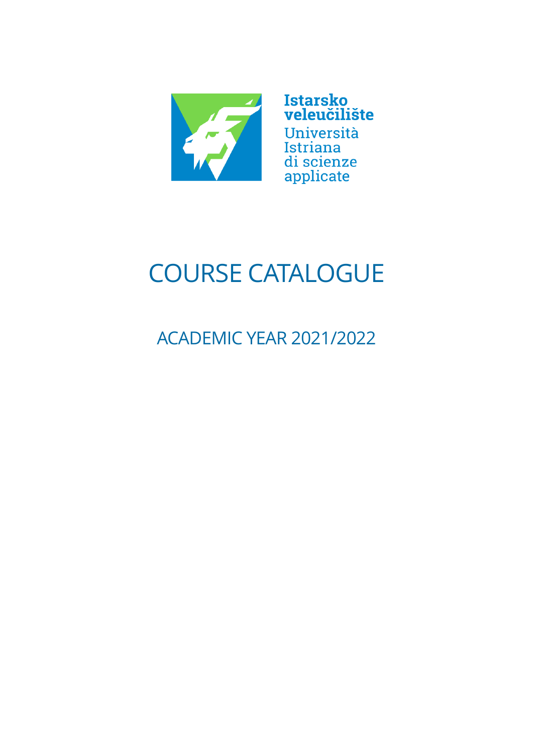Istarsko veleučilište
Università Istriana di scienze applicate

# COURSE CATALOGUE

## ACADEMIC YEAR 2021/2022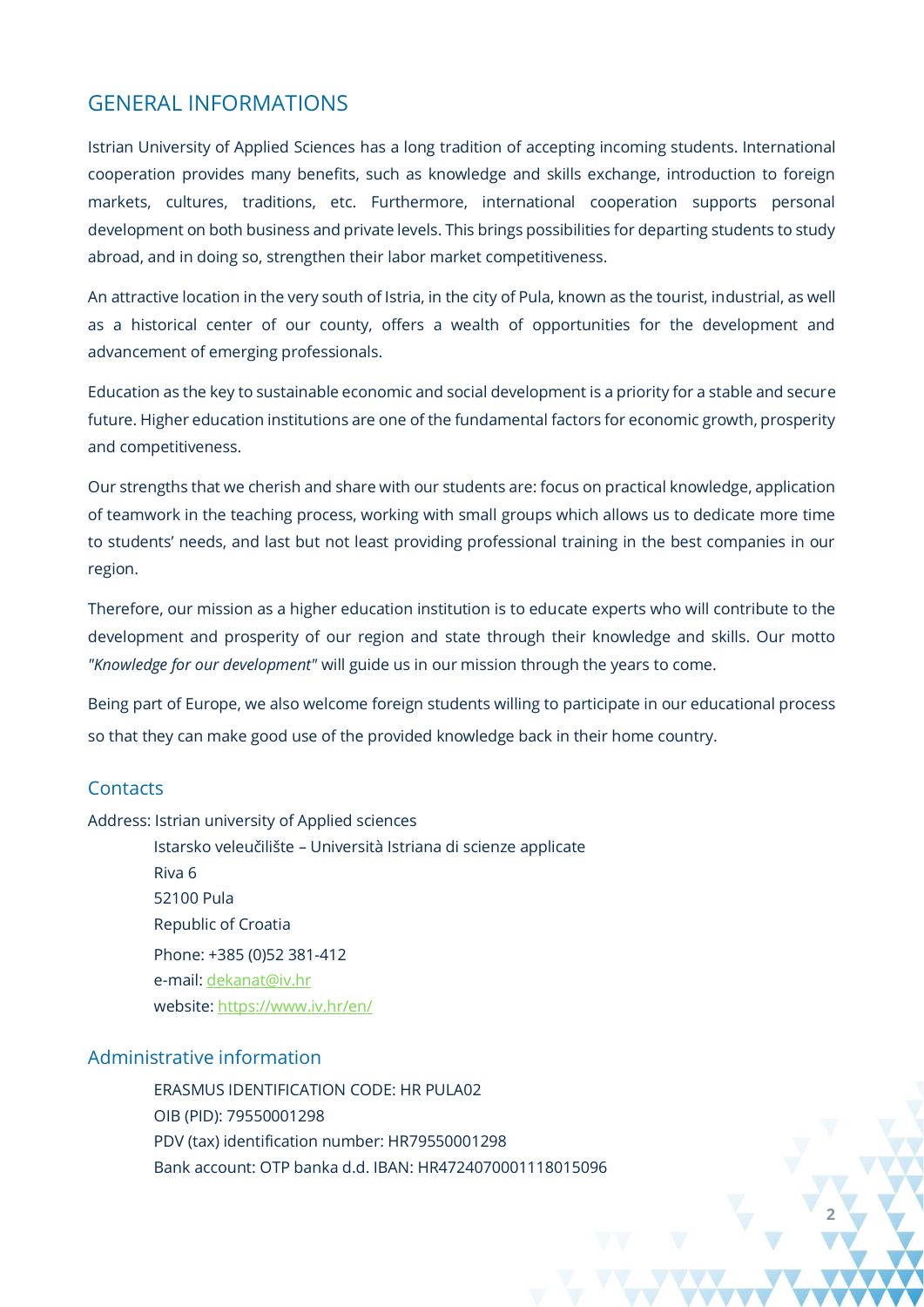## GENERAL INFORMATIONS

Istrian University of Applied Sciences has a long tradition of accepting incoming students. International cooperation provides many benefits, such as knowledge and skills exchange, introduction to foreign markets, cultures, traditions, etc. Furthermore, international cooperation supports personal development on both business and private levels. This brings possibilities for departing students to study abroad, and in doing so, strengthen their labor market competitiveness.

An attractive location in the very south of Istria, in the city of Pula, known as the tourist, industrial, as well as a historical center of our county, offers a wealth of opportunities for the development and advancement of emerging professionals.

Education as the key to sustainable economic and social development is a priority for a stable and secure future. Higher education institutions are one of the fundamental factors for economic growth, prosperity and competitiveness.

Our strengths that we cherish and share with our students are: focus on practical knowledge, application of teamwork in the teaching process, working with small groups which allows us to dedicate more time to students' needs, and last but not least providing professional training in the best companies in our region.

Therefore, our mission as a higher education institution is to educate experts who will contribute to the development and prosperity of our region and state through their knowledge and skills. Our motto *"Knowledge for our development"* will guide us in our mission through the years to come.

Being part of Europe, we also welcome foreign students willing to participate in our educational process so that they can make good use of the provided knowledge back in their home country.

### Contacts

Address: Istrian university of Applied sciences

Istarsko veleučilište – Università Istriana di scienze applicate
Riva 6
52100 Pula
Republic of Croatia
Phone: +385 (0)52 381-412
e-mail: dekanat@iv.hr
website: https://www.iv.hr/en/

### Administrative information

ERASMUS IDENTIFICATION CODE: HR PULA02
OIB (PID): 79550001298
PDV (tax) identification number: HR79550001298
Bank account: OTP banka d.d. IBAN: HR4724070001118015096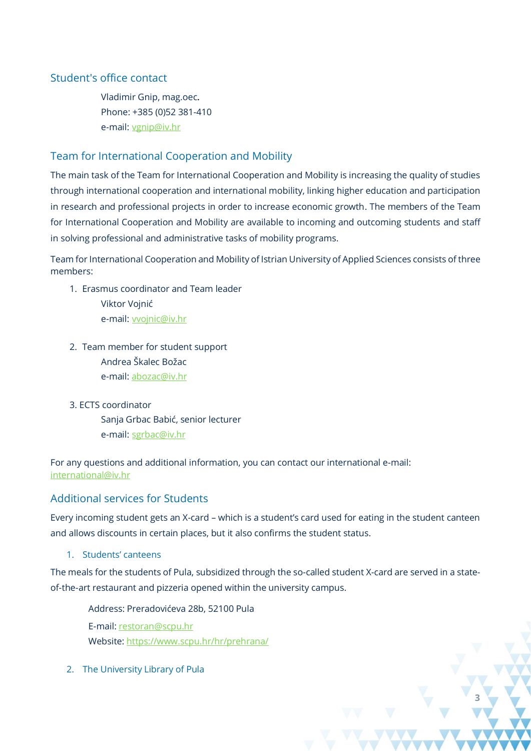## Student's office contact

Vladimir Gnip, mag.oec.
Phone: +385 (0)52 381-410
e-mail: vgnip@iv.hr

## Team for International Cooperation and Mobility

The main task of the Team for International Cooperation and Mobility is increasing the quality of studies through international cooperation and international mobility, linking higher education and participation in research and professional projects in order to increase economic growth. The members of the Team for International Cooperation and Mobility are available to incoming and outcoming students and staff in solving professional and administrative tasks of mobility programs.

Team for International Cooperation and Mobility of Istrian University of Applied Sciences consists of three members:

1. Erasmus coordinator and Team leader
   Viktor Vojnić
   e-mail: vvojnic@iv.hr

2. Team member for student support
   Andrea Škalec Božac
   e-mail: abozac@iv.hr

3. ECTS coordinator
   Sanja Grbac Babić, senior lecturer
   e-mail: sgrbac@iv.hr

For any questions and additional information, you can contact our international e-mail: international@iv.hr

## Additional services for Students

Every incoming student gets an X-card – which is a student's card used for eating in the student canteen and allows discounts in certain places, but it also confirms the student status.

### 1. Students' canteens

The meals for the students of Pula, subsidized through the so-called student X-card are served in a state-of-the-art restaurant and pizzeria opened within the university campus.

Address: Preradovićeva 28b, 52100 Pula
E-mail: restoran@scpu.hr
Website: https://www.scpu.hr/hr/prehrana/

### 2. The University Library of Pula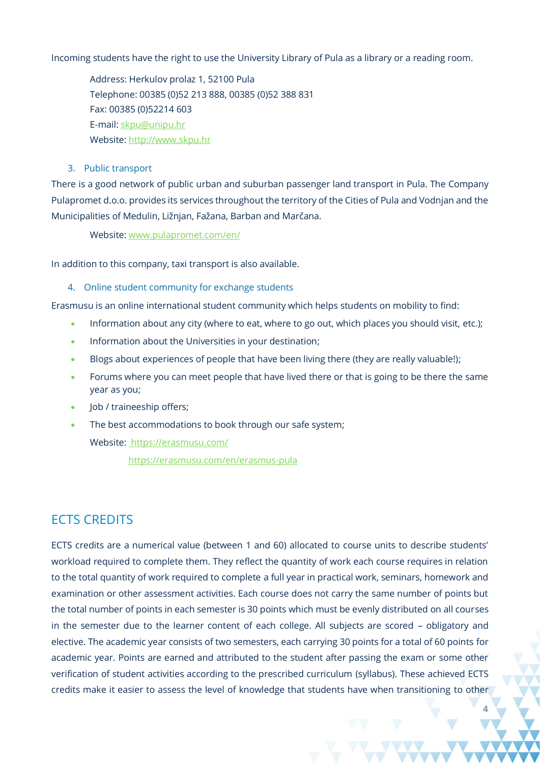Incoming students have the right to use the University Library of Pula as a library or a reading room.

Address: Herkulov prolaz 1, 52100 Pula
Telephone: 00385 (0)52 213 888, 00385 (0)52 388 831
Fax: 00385 (0)52214 603
E-mail: skpu@unipu.hr
Website: http://www.skpu.hr

### 3. Public transport

There is a good network of public urban and suburban passenger land transport in Pula. The Company Pulapromet d.o.o. provides its services throughout the territory of the Cities of Pula and Vodnjan and the Municipalities of Medulin, Ližnjan, Fažana, Barban and Marčana.

Website: www.pulapromet.com/en/

In addition to this company, taxi transport is also available.

### 4. Online student community for exchange students

Erasmusu is an online international student community which helps students on mobility to find:

- Information about any city (where to eat, where to go out, which places you should visit, etc.);
- Information about the Universities in your destination;
- Blogs about experiences of people that have been living there (they are really valuable!);
- Forums where you can meet people that have lived there or that is going to be there the same year as you;
- Job / traineeship offers;
- The best accommodations to book through our safe system;

Website: https://erasmusu.com/
https://erasmusu.com/en/erasmus-pula

## ECTS CREDITS

ECTS credits are a numerical value (between 1 and 60) allocated to course units to describe students' workload required to complete them. They reflect the quantity of work each course requires in relation to the total quantity of work required to complete a full year in practical work, seminars, homework and examination or other assessment activities. Each course does not carry the same number of points but the total number of points in each semester is 30 points which must be evenly distributed on all courses in the semester due to the learner content of each college. All subjects are scored – obligatory and elective. The academic year consists of two semesters, each carrying 30 points for a total of 60 points for academic year. Points are earned and attributed to the student after passing the exam or some other verification of student activities according to the prescribed curriculum (syllabus). These achieved ECTS credits make it easier to assess the level of knowledge that students have when transitioning to other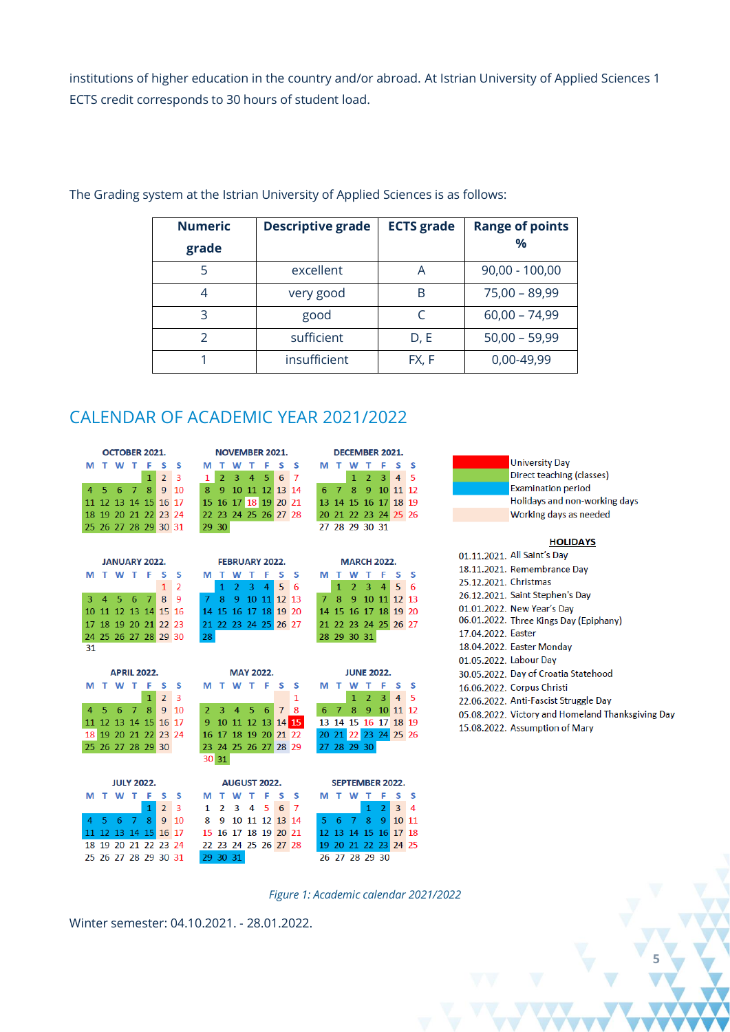institutions of higher education in the country and/or abroad. At Istrian University of Applied Sciences 1 ECTS credit corresponds to 30 hours of student load.

The Grading system at the Istrian University of Applied Sciences is as follows:

| Numeric grade | Descriptive grade | ECTS grade | Range of points % |
|---|---|---|---|
| 5 | excellent | A | 90,00 - 100,00 |
| 4 | very good | B | 75,00 – 89,99 |
| 3 | good | C | 60,00 – 74,99 |
| 2 | sufficient | D, E | 50,00 – 59,99 |
| 1 | insufficient | FX, F | 0,00-49,99 |

## CALENDAR OF ACADEMIC YEAR 2021/2022

**OCTOBER 2021.**

| M | T | W | T | F | S | S |
|---|---|---|---|---|---|---|
| | | | | 1 | 2 | 3 |
| 4 | 5 | 6 | 7 | 8 | 9 | 10 |
| 11 | 12 | 13 | 14 | 15 | 16 | 17 |
| 18 | 19 | 20 | 21 | 22 | 23 | 24 |
| 25 | 26 | 27 | 28 | 29 | 30 | 31 |

**NOVEMBER 2021.**

| M | T | W | T | F | S | S |
|---|---|---|---|---|---|---|
| 1 | 2 | 3 | 4 | 5 | 6 | 7 |
| 8 | 9 | 10 | 11 | 12 | 13 | 14 |
| 15 | 16 | 17 | 18 | 19 | 20 | 21 |
| 22 | 23 | 24 | 25 | 26 | 27 | 28 |
| 29 | 30 | | | | | |

**DECEMBER 2021.**

| M | T | W | T | F | S | S |
|---|---|---|---|---|---|---|
| | | 1 | 2 | 3 | 4 | 5 |
| 6 | 7 | 8 | 9 | 10 | 11 | 12 |
| 13 | 14 | 15 | 16 | 17 | 18 | 19 |
| 20 | 21 | 22 | 23 | 24 | 25 | 26 |
| 27 | 28 | 29 | 30 | 31 | | |

**JANUARY 2022.**

| M | T | W | T | F | S | S |
|---|---|---|---|---|---|---|
| | | | | | 1 | 2 |
| 3 | 4 | 5 | 6 | 7 | 8 | 9 |
| 10 | 11 | 12 | 13 | 14 | 15 | 16 |
| 17 | 18 | 19 | 20 | 21 | 22 | 23 |
| 24 | 25 | 26 | 27 | 28 | 29 | 30 |
| 31 | | | | | | |

**FEBRUARY 2022.**

| M | T | W | T | F | S | S |
|---|---|---|---|---|---|---|
| | 1 | 2 | 3 | 4 | 5 | 6 |
| 7 | 8 | 9 | 10 | 11 | 12 | 13 |
| 14 | 15 | 16 | 17 | 18 | 19 | 20 |
| 21 | 22 | 23 | 24 | 25 | 26 | 27 |
| 28 | | | | | | |

**MARCH 2022.**

| M | T | W | T | F | S | S |
|---|---|---|---|---|---|---|
| | 1 | 2 | 3 | 4 | 5 | 6 |
| 7 | 8 | 9 | 10 | 11 | 12 | 13 |
| 14 | 15 | 16 | 17 | 18 | 19 | 20 |
| 21 | 22 | 23 | 24 | 25 | 26 | 27 |
| 28 | 29 | 30 | 31 | | | |

**APRIL 2022.**

| M | T | W | T | F | S | S |
|---|---|---|---|---|---|---|
| | | | | 1 | 2 | 3 |
| 4 | 5 | 6 | 7 | 8 | 9 | 10 |
| 11 | 12 | 13 | 14 | 15 | 16 | 17 |
| 18 | 19 | 20 | 21 | 22 | 23 | 24 |
| 25 | 26 | 27 | 28 | 29 | 30 | |

**MAY 2022.**

| M | T | W | T | F | S | S |
|---|---|---|---|---|---|---|
| | | | | | | 1 |
| 2 | 3 | 4 | 5 | 6 | 7 | 8 |
| 9 | 10 | 11 | 12 | 13 | 14 | 15 |
| 16 | 17 | 18 | 19 | 20 | 21 | 22 |
| 23 | 24 | 25 | 26 | 27 | 28 | 29 |
| 30 | 31 | | | | | |

**JUNE 2022.**

| M | T | W | T | F | S | S |
|---|---|---|---|---|---|---|
| | | 1 | 2 | 3 | 4 | 5 |
| 6 | 7 | 8 | 9 | 10 | 11 | 12 |
| 13 | 14 | 15 | 16 | 17 | 18 | 19 |
| 20 | 21 | 22 | 23 | 24 | 25 | 26 |
| 27 | 28 | 29 | 30 | | | |

**JULY 2022.**

| M | T | W | T | F | S | S |
|---|---|---|---|---|---|---|
| | | | | 1 | 2 | 3 |
| 4 | 5 | 6 | 7 | 8 | 9 | 10 |
| 11 | 12 | 13 | 14 | 15 | 16 | 17 |
| 18 | 19 | 20 | 21 | 22 | 23 | 24 |
| 25 | 26 | 27 | 28 | 29 | 30 | 31 |

**AUGUST 2022.**

| M | T | W | T | F | S | S |
|---|---|---|---|---|---|---|
| 1 | 2 | 3 | 4 | 5 | 6 | 7 |
| 8 | 9 | 10 | 11 | 12 | 13 | 14 |
| 15 | 16 | 17 | 18 | 19 | 20 | 21 |
| 22 | 23 | 24 | 25 | 26 | 27 | 28 |
| 29 | 30 | 31 | | | | |

**SEPTEMBER 2022.**

| M | T | W | T | F | S | S |
|---|---|---|---|---|---|---|
| | | | 1 | 2 | 3 | 4 |
| 5 | 6 | 7 | 8 | 9 | 10 | 11 |
| 12 | 13 | 14 | 15 | 16 | 17 | 18 |
| 19 | 20 | 21 | 22 | 23 | 24 | 25 |
| 26 | 27 | 28 | 29 | 30 | | |

Legend:
- University Day
- Direct teaching (classes)
- Examination period
- Holidays and non-working days
- Working days as needed

**HOLIDAYS**

01.11.2021. All Saint's Day
18.11.2021. Remembrance Day
25.12.2021. Christmas
26.12.2021. Saint Stephen's Day
01.01.2022. New Year's Day
06.01.2022. Three Kings Day (Epiphany)
17.04.2022. Easter
18.04.2022. Easter Monday
01.05.2022. Labour Day
30.05.2022. Day of Croatia Statehood
16.06.2022. Corpus Christi
22.06.2022. Anti-Fascist Struggle Day
05.08.2022. Victory and Homeland Thanksgiving Day
15.08.2022. Assumption of Mary

*Figure 1: Academic calendar 2021/2022*

Winter semester: 04.10.2021. - 28.01.2022.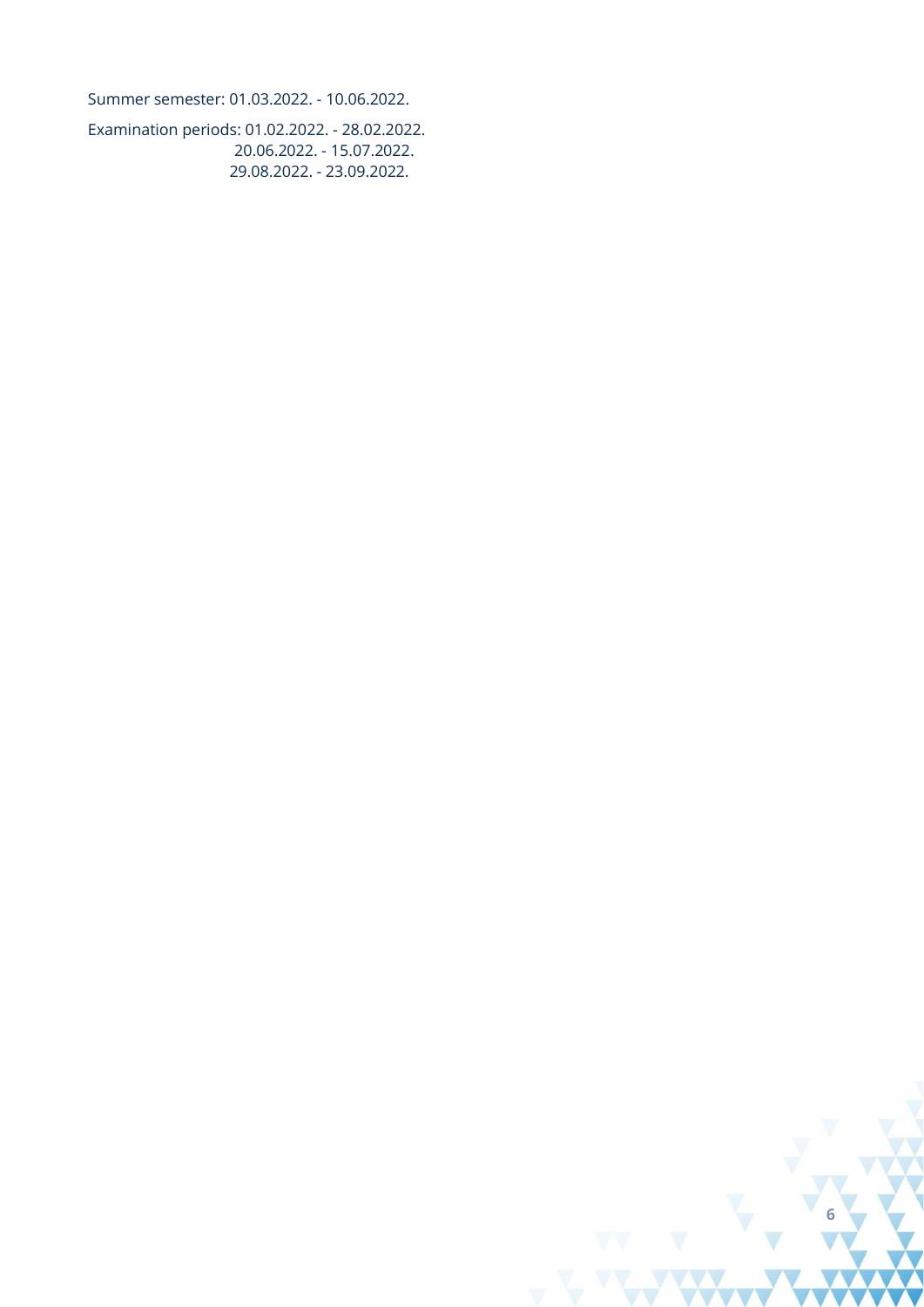Summer semester: 01.03.2022. - 10.06.2022.

Examination periods: 01.02.2022. - 28.02.2022.
20.06.2022. - 15.07.2022.
29.08.2022. - 23.09.2022.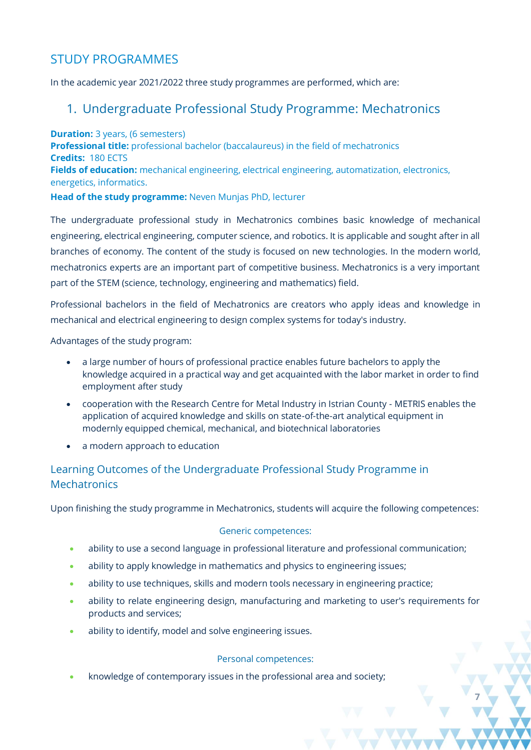## STUDY PROGRAMMES

In the academic year 2021/2022 three study programmes are performed, which are:

### 1. Undergraduate Professional Study Programme: Mechatronics

**Duration:** 3 years, (6 semesters)
**Professional title:** professional bachelor (baccalaureus) in the field of mechatronics
**Credits:** 180 ECTS
**Fields of education:** mechanical engineering, electrical engineering, automatization, electronics, energetics, informatics.
**Head of the study programme:** Neven Munjas PhD, lecturer

The undergraduate professional study in Mechatronics combines basic knowledge of mechanical engineering, electrical engineering, computer science, and robotics. It is applicable and sought after in all branches of economy. The content of the study is focused on new technologies. In the modern world, mechatronics experts are an important part of competitive business. Mechatronics is a very important part of the STEM (science, technology, engineering and mathematics) field.

Professional bachelors in the field of Mechatronics are creators who apply ideas and knowledge in mechanical and electrical engineering to design complex systems for today's industry.

Advantages of the study program:

- a large number of hours of professional practice enables future bachelors to apply the knowledge acquired in a practical way and get acquainted with the labor market in order to find employment after study
- cooperation with the Research Centre for Metal Industry in Istrian County - METRIS enables the application of acquired knowledge and skills on state-of-the-art analytical equipment in modernly equipped chemical, mechanical, and biotechnical laboratories
- a modern approach to education

### Learning Outcomes of the Undergraduate Professional Study Programme in Mechatronics

Upon finishing the study programme in Mechatronics, students will acquire the following competences:

#### Generic competences:

- ability to use a second language in professional literature and professional communication;
- ability to apply knowledge in mathematics and physics to engineering issues;
- ability to use techniques, skills and modern tools necessary in engineering practice;
- ability to relate engineering design, manufacturing and marketing to user's requirements for products and services;
- ability to identify, model and solve engineering issues.

#### Personal competences:

- knowledge of contemporary issues in the professional area and society;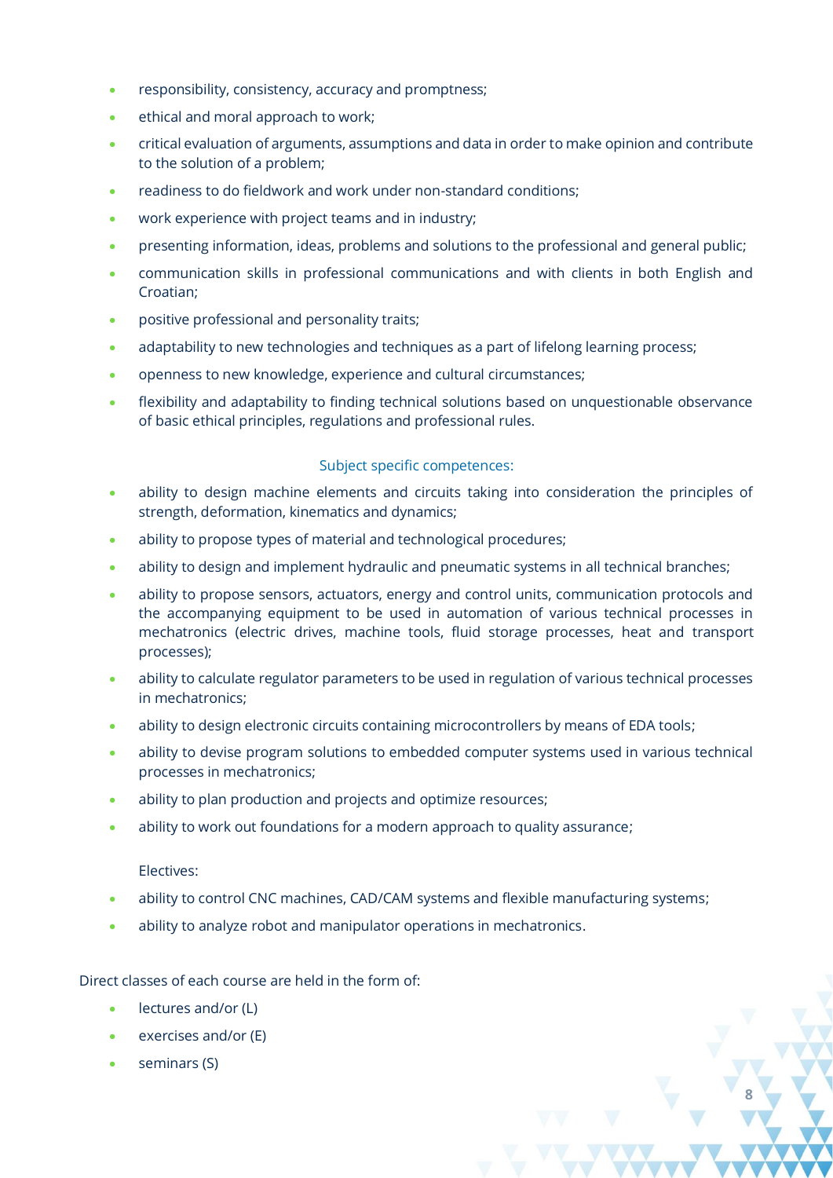- responsibility, consistency, accuracy and promptness;
- ethical and moral approach to work;
- critical evaluation of arguments, assumptions and data in order to make opinion and contribute to the solution of a problem;
- readiness to do fieldwork and work under non-standard conditions;
- work experience with project teams and in industry;
- presenting information, ideas, problems and solutions to the professional and general public;
- communication skills in professional communications and with clients in both English and Croatian;
- positive professional and personality traits;
- adaptability to new technologies and techniques as a part of lifelong learning process;
- openness to new knowledge, experience and cultural circumstances;
- flexibility and adaptability to finding technical solutions based on unquestionable observance of basic ethical principles, regulations and professional rules.

Subject specific competences:

- ability to design machine elements and circuits taking into consideration the principles of strength, deformation, kinematics and dynamics;
- ability to propose types of material and technological procedures;
- ability to design and implement hydraulic and pneumatic systems in all technical branches;
- ability to propose sensors, actuators, energy and control units, communication protocols and the accompanying equipment to be used in automation of various technical processes in mechatronics (electric drives, machine tools, fluid storage processes, heat and transport processes);
- ability to calculate regulator parameters to be used in regulation of various technical processes in mechatronics;
- ability to design electronic circuits containing microcontrollers by means of EDA tools;
- ability to devise program solutions to embedded computer systems used in various technical processes in mechatronics;
- ability to plan production and projects and optimize resources;
- ability to work out foundations for a modern approach to quality assurance;

Electives:

- ability to control CNC machines, CAD/CAM systems and flexible manufacturing systems;
- ability to analyze robot and manipulator operations in mechatronics.

Direct classes of each course are held in the form of:

- lectures and/or (L)
- exercises and/or (E)
- seminars (S)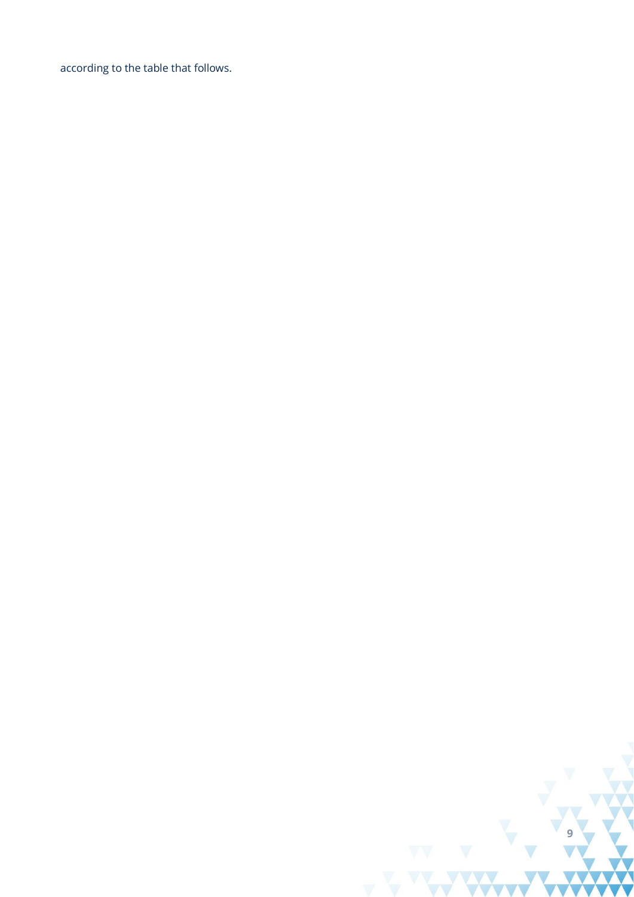according to the table that follows.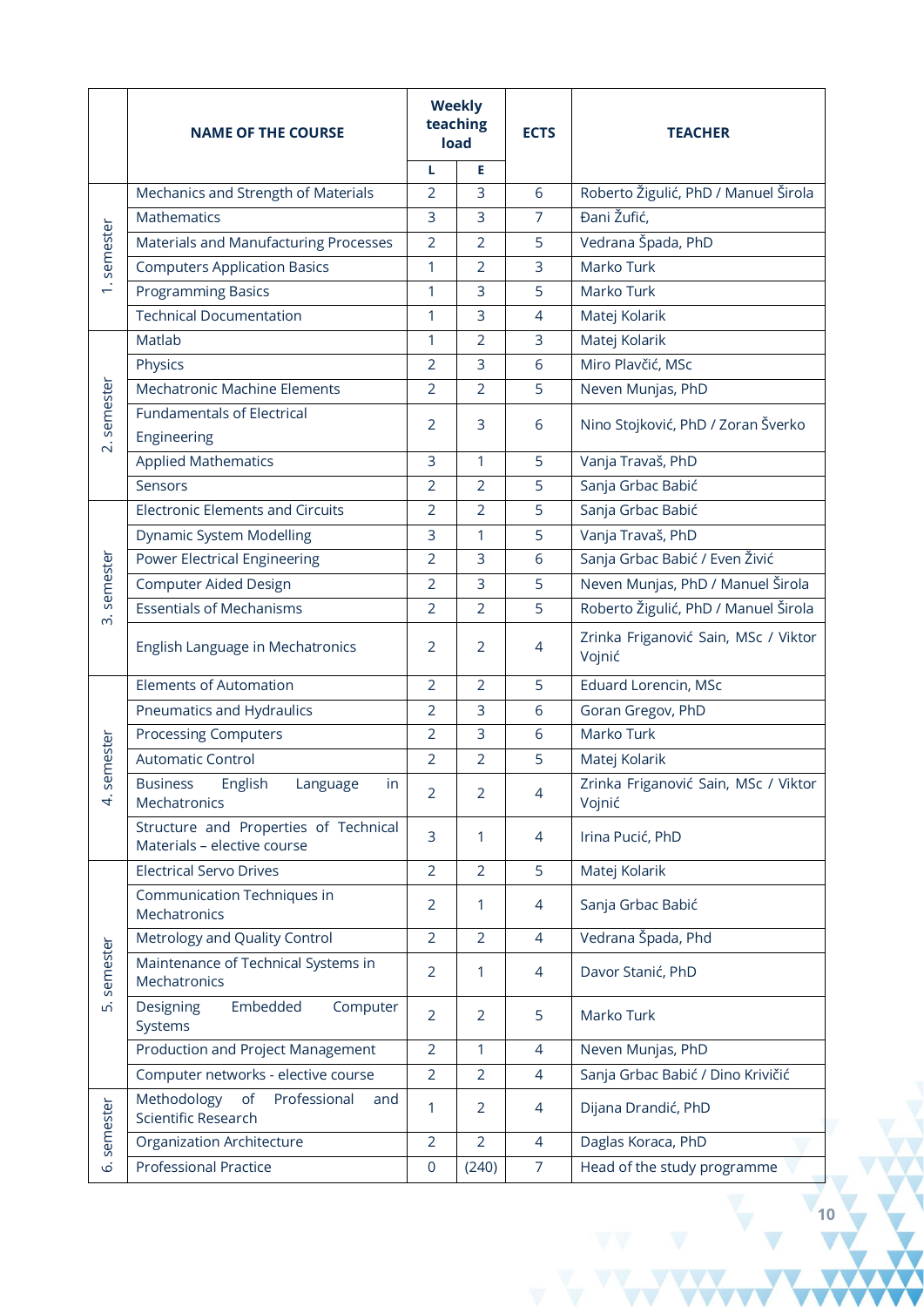| | NAME OF THE COURSE | Weekly teaching load | | ECTS | TEACHER |
|---|---|---|---|---|---|
| | | L | E | | |
| 1. semester | Mechanics and Strength of Materials | 2 | 3 | 6 | Roberto Žigulić, PhD / Manuel Širola |
| | Mathematics | 3 | 3 | 7 | Đani Žufić, |
| | Materials and Manufacturing Processes | 2 | 2 | 5 | Vedrana Špada, PhD |
| | Computers Application Basics | 1 | 2 | 3 | Marko Turk |
| | Programming Basics | 1 | 3 | 5 | Marko Turk |
| | Technical Documentation | 1 | 3 | 4 | Matej Kolarik |
| 2. semester | Matlab | 1 | 2 | 3 | Matej Kolarik |
| | Physics | 2 | 3 | 6 | Miro Plavčić, MSc |
| | Mechatronic Machine Elements | 2 | 2 | 5 | Neven Munjas, PhD |
| | Fundamentals of Electrical Engineering | 2 | 3 | 6 | Nino Stojković, PhD / Zoran Šverko |
| | Applied Mathematics | 3 | 1 | 5 | Vanja Travaš, PhD |
| | Sensors | 2 | 2 | 5 | Sanja Grbac Babić |
| 3. semester | Electronic Elements and Circuits | 2 | 2 | 5 | Sanja Grbac Babić |
| | Dynamic System Modelling | 3 | 1 | 5 | Vanja Travaš, PhD |
| | Power Electrical Engineering | 2 | 3 | 6 | Sanja Grbac Babić / Even Živić |
| | Computer Aided Design | 2 | 3 | 5 | Neven Munjas, PhD / Manuel Širola |
| | Essentials of Mechanisms | 2 | 2 | 5 | Roberto Žigulić, PhD / Manuel Širola |
| | English Language in Mechatronics | 2 | 2 | 4 | Zrinka Friganović Sain, MSc / Viktor Vojnić |
| 4. semester | Elements of Automation | 2 | 2 | 5 | Eduard Lorencin, MSc |
| | Pneumatics and Hydraulics | 2 | 3 | 6 | Goran Gregov, PhD |
| | Processing Computers | 2 | 3 | 6 | Marko Turk |
| | Automatic Control | 2 | 2 | 5 | Matej Kolarik |
| | Business English Language in Mechatronics | 2 | 2 | 4 | Zrinka Friganović Sain, MSc / Viktor Vojnić |
| | Structure and Properties of Technical Materials – elective course | 3 | 1 | 4 | Irina Pucić, PhD |
| 5. semester | Electrical Servo Drives | 2 | 2 | 5 | Matej Kolarik |
| | Communication Techniques in Mechatronics | 2 | 1 | 4 | Sanja Grbac Babić |
| | Metrology and Quality Control | 2 | 2 | 4 | Vedrana Špada, Phd |
| | Maintenance of Technical Systems in Mechatronics | 2 | 1 | 4 | Davor Stanić, PhD |
| | Designing Embedded Computer Systems | 2 | 2 | 5 | Marko Turk |
| | Production and Project Management | 2 | 1 | 4 | Neven Munjas, PhD |
| | Computer networks - elective course | 2 | 2 | 4 | Sanja Grbac Babić / Dino Krivičić |
| 6. semester | Methodology of Professional and Scientific Research | 1 | 2 | 4 | Dijana Drandić, PhD |
| | Organization Architecture | 2 | 2 | 4 | Daglas Koraca, PhD |
| | Professional Practice | 0 | (240) | 7 | Head of the study programme |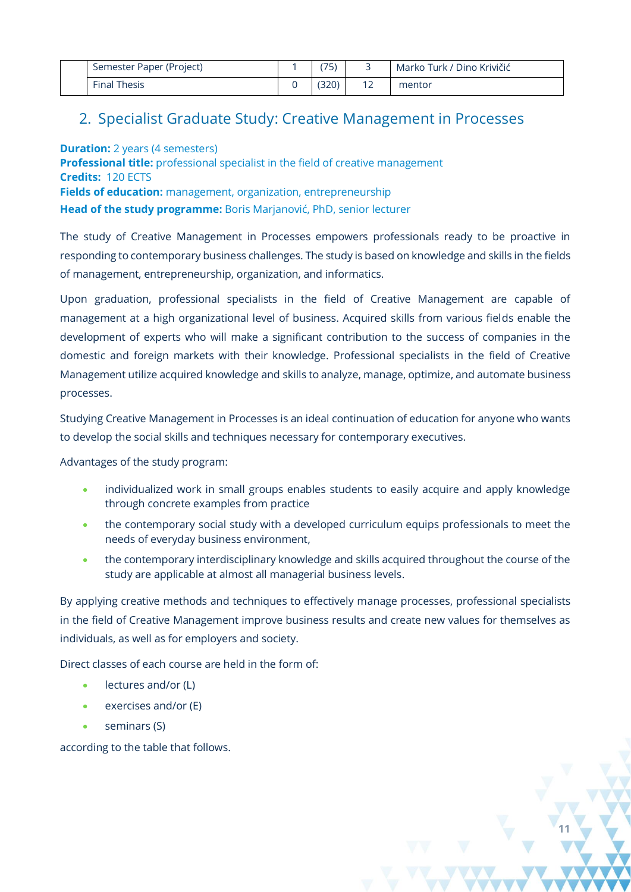| | Semester Paper (Project) | 1 | (75) | 3 | Marko Turk / Dino Krivičić |
|---|---|---|---|---|---|
| | Final Thesis | 0 | (320) | 12 | mentor |

## 2. Specialist Graduate Study: Creative Management in Processes

**Duration:** 2 years (4 semesters)
**Professional title:** professional specialist in the field of creative management
**Credits:** 120 ECTS
**Fields of education:** management, organization, entrepreneurship
**Head of the study programme:** Boris Marjanović, PhD, senior lecturer

The study of Creative Management in Processes empowers professionals ready to be proactive in responding to contemporary business challenges. The study is based on knowledge and skills in the fields of management, entrepreneurship, organization, and informatics.

Upon graduation, professional specialists in the field of Creative Management are capable of management at a high organizational level of business. Acquired skills from various fields enable the development of experts who will make a significant contribution to the success of companies in the domestic and foreign markets with their knowledge. Professional specialists in the field of Creative Management utilize acquired knowledge and skills to analyze, manage, optimize, and automate business processes.

Studying Creative Management in Processes is an ideal continuation of education for anyone who wants to develop the social skills and techniques necessary for contemporary executives.

Advantages of the study program:

- individualized work in small groups enables students to easily acquire and apply knowledge through concrete examples from practice
- the contemporary social study with a developed curriculum equips professionals to meet the needs of everyday business environment,
- the contemporary interdisciplinary knowledge and skills acquired throughout the course of the study are applicable at almost all managerial business levels.

By applying creative methods and techniques to effectively manage processes, professional specialists in the field of Creative Management improve business results and create new values for themselves as individuals, as well as for employers and society.

Direct classes of each course are held in the form of:

- lectures and/or (L)
- exercises and/or (E)
- seminars (S)

according to the table that follows.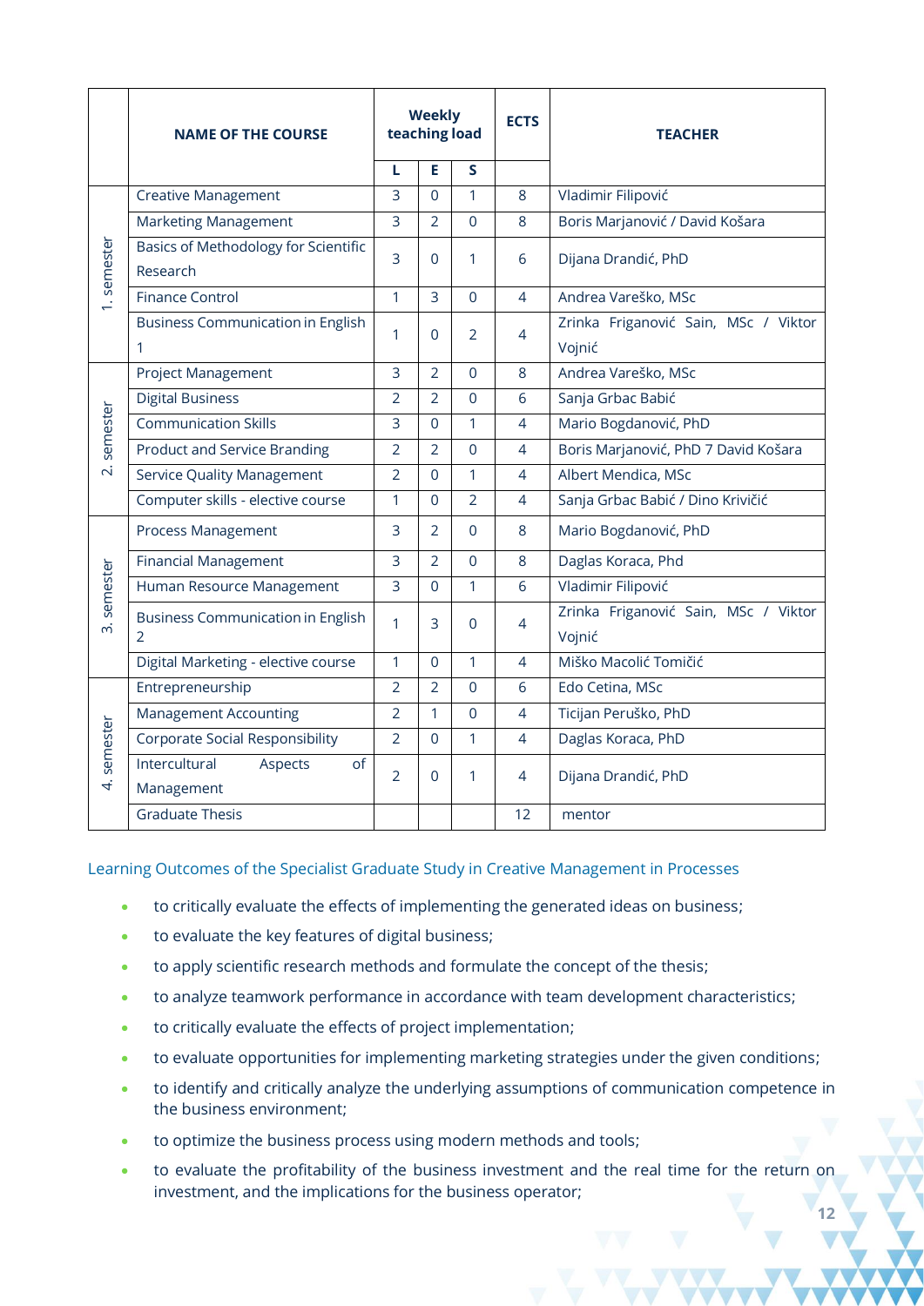| | NAME OF THE COURSE | Weekly teaching load | | | ECTS | TEACHER |
|---|---|---|---|---|---|---|
| | | L | E | S | | |
| 1. semester | Creative Management | 3 | 0 | 1 | 8 | Vladimir Filipović |
| | Marketing Management | 3 | 2 | 0 | 8 | Boris Marjanović / David Košara |
| | Basics of Methodology for Scientific Research | 3 | 0 | 1 | 6 | Dijana Drandić, PhD |
| | Finance Control | 1 | 3 | 0 | 4 | Andrea Vareško, MSc |
| | Business Communication in English 1 | 1 | 0 | 2 | 4 | Zrinka Friganović Sain, MSc / Viktor Vojnić |
| 2. semester | Project Management | 3 | 2 | 0 | 8 | Andrea Vareško, MSc |
| | Digital Business | 2 | 2 | 0 | 6 | Sanja Grbac Babić |
| | Communication Skills | 3 | 0 | 1 | 4 | Mario Bogdanović, PhD |
| | Product and Service Branding | 2 | 2 | 0 | 4 | Boris Marjanović, PhD 7 David Košara |
| | Service Quality Management | 2 | 0 | 1 | 4 | Albert Mendica, MSc |
| | Computer skills - elective course | 1 | 0 | 2 | 4 | Sanja Grbac Babić / Dino Krivičić |
| 3. semester | Process Management | 3 | 2 | 0 | 8 | Mario Bogdanović, PhD |
| | Financial Management | 3 | 2 | 0 | 8 | Daglas Koraca, Phd |
| | Human Resource Management | 3 | 0 | 1 | 6 | Vladimir Filipović |
| | Business Communication in English 2 | 1 | 3 | 0 | 4 | Zrinka Friganović Sain, MSc / Viktor Vojnić |
| | Digital Marketing - elective course | 1 | 0 | 1 | 4 | Miško Macolić Tomičić |
| 4. semester | Entrepreneurship | 2 | 2 | 0 | 6 | Edo Cetina, MSc |
| | Management Accounting | 2 | 1 | 0 | 4 | Ticijan Peruško, PhD |
| | Corporate Social Responsibility | 2 | 0 | 1 | 4 | Daglas Koraca, PhD |
| | Intercultural Aspects of Management | 2 | 0 | 1 | 4 | Dijana Drandić, PhD |
| | Graduate Thesis | | | | 12 | mentor |

Learning Outcomes of the Specialist Graduate Study in Creative Management in Processes

- to critically evaluate the effects of implementing the generated ideas on business;
- to evaluate the key features of digital business;
- to apply scientific research methods and formulate the concept of the thesis;
- to analyze teamwork performance in accordance with team development characteristics;
- to critically evaluate the effects of project implementation;
- to evaluate opportunities for implementing marketing strategies under the given conditions;
- to identify and critically analyze the underlying assumptions of communication competence in the business environment;
- to optimize the business process using modern methods and tools;
- to evaluate the profitability of the business investment and the real time for the return on investment, and the implications for the business operator;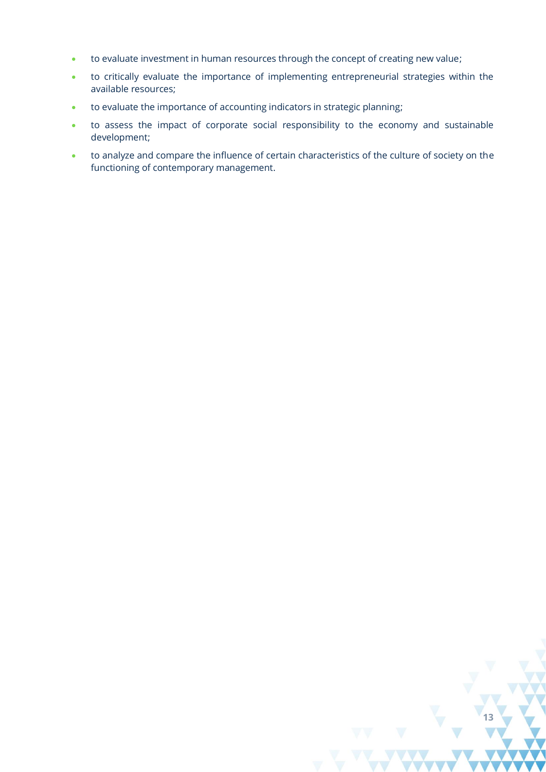- to evaluate investment in human resources through the concept of creating new value;
- to critically evaluate the importance of implementing entrepreneurial strategies within the available resources;
- to evaluate the importance of accounting indicators in strategic planning;
- to assess the impact of corporate social responsibility to the economy and sustainable development;
- to analyze and compare the influence of certain characteristics of the culture of society on the functioning of contemporary management.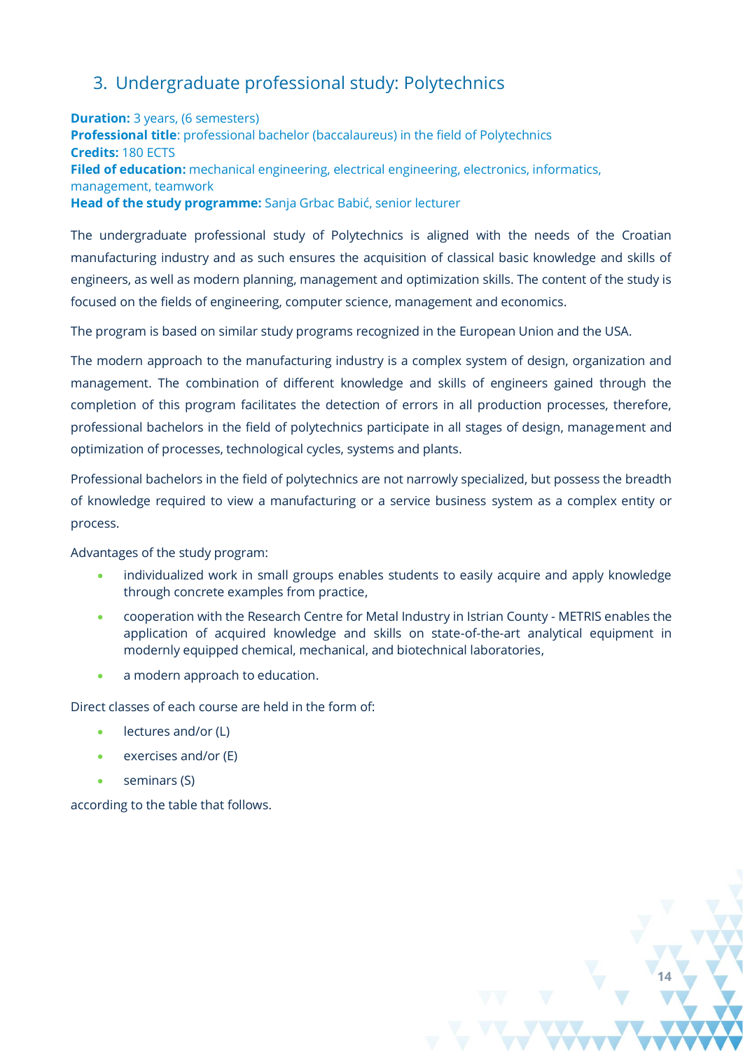## 3. Undergraduate professional study: Polytechnics

**Duration:** 3 years, (6 semesters)
**Professional title**: professional bachelor (baccalaureus) in the field of Polytechnics
**Credits:** 180 ECTS
**Filed of education:** mechanical engineering, electrical engineering, electronics, informatics, management, teamwork
**Head of the study programme:** Sanja Grbac Babić, senior lecturer

The undergraduate professional study of Polytechnics is aligned with the needs of the Croatian manufacturing industry and as such ensures the acquisition of classical basic knowledge and skills of engineers, as well as modern planning, management and optimization skills. The content of the study is focused on the fields of engineering, computer science, management and economics.

The program is based on similar study programs recognized in the European Union and the USA.

The modern approach to the manufacturing industry is a complex system of design, organization and management. The combination of different knowledge and skills of engineers gained through the completion of this program facilitates the detection of errors in all production processes, therefore, professional bachelors in the field of polytechnics participate in all stages of design, management and optimization of processes, technological cycles, systems and plants.

Professional bachelors in the field of polytechnics are not narrowly specialized, but possess the breadth of knowledge required to view a manufacturing or a service business system as a complex entity or process.

Advantages of the study program:

- individualized work in small groups enables students to easily acquire and apply knowledge through concrete examples from practice,
- cooperation with the Research Centre for Metal Industry in Istrian County - METRIS enables the application of acquired knowledge and skills on state-of-the-art analytical equipment in modernly equipped chemical, mechanical, and biotechnical laboratories,
- a modern approach to education.

Direct classes of each course are held in the form of:

- lectures and/or (L)
- exercises and/or (E)
- seminars (S)

according to the table that follows.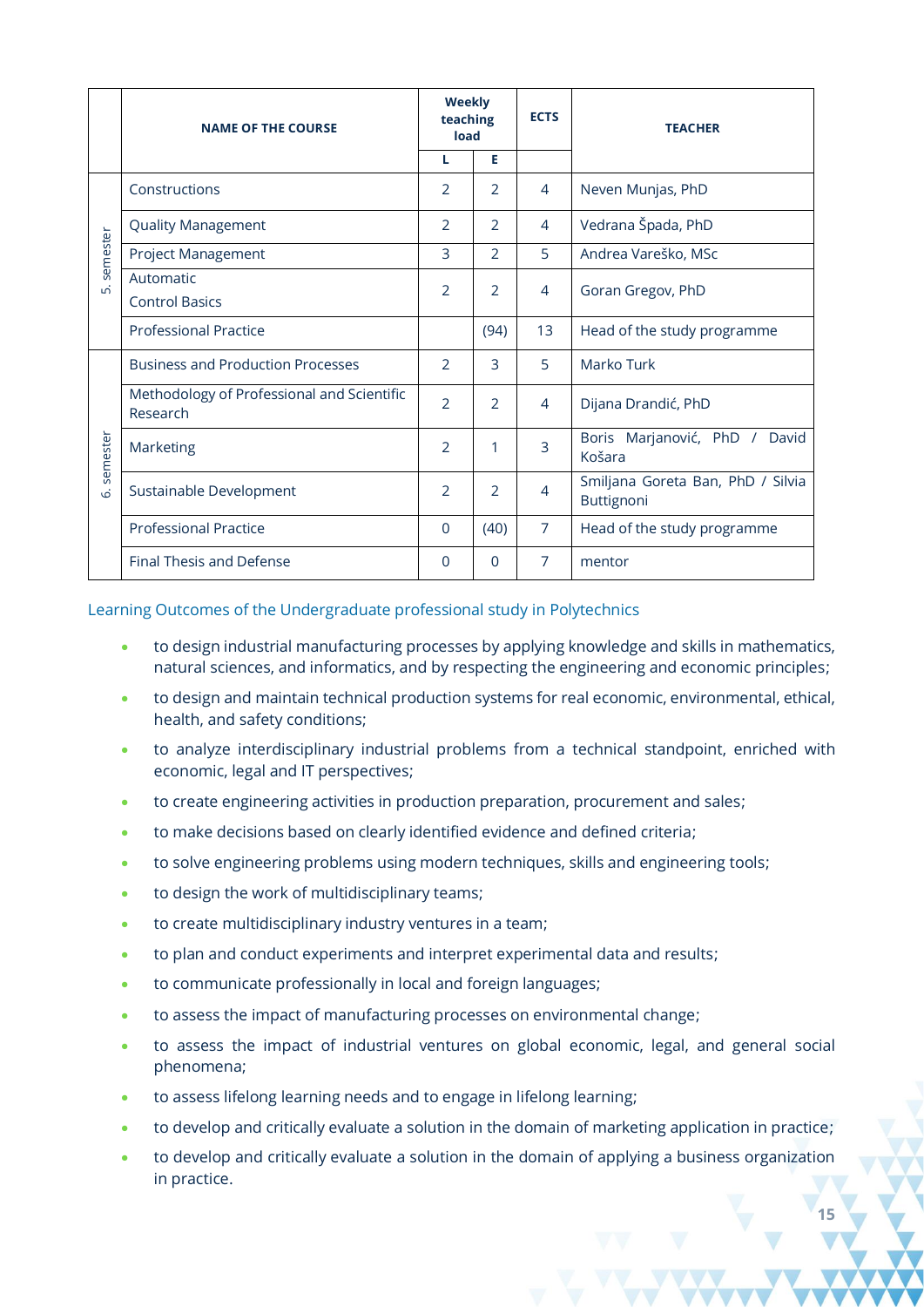| | NAME OF THE COURSE | Weekly teaching load | | ECTS | TEACHER |
|---|---|---|---|---|---|
| | | L | E | | |
| 5. semester | Constructions | 2 | 2 | 4 | Neven Munjas, PhD |
| | Quality Management | 2 | 2 | 4 | Vedrana Špada, PhD |
| | Project Management | 3 | 2 | 5 | Andrea Vareško, MSc |
| | Automatic Control Basics | 2 | 2 | 4 | Goran Gregov, PhD |
| | Professional Practice | | (94) | 13 | Head of the study programme |
| 6. semester | Business and Production Processes | 2 | 3 | 5 | Marko Turk |
| | Methodology of Professional and Scientific Research | 2 | 2 | 4 | Dijana Drandić, PhD |
| | Marketing | 2 | 1 | 3 | Boris Marjanović, PhD / David Košara |
| | Sustainable Development | 2 | 2 | 4 | Smiljana Goreta Ban, PhD / Silvia Buttignoni |
| | Professional Practice | 0 | (40) | 7 | Head of the study programme |
| | Final Thesis and Defense | 0 | 0 | 7 | mentor |

Learning Outcomes of the Undergraduate professional study in Polytechnics

- to design industrial manufacturing processes by applying knowledge and skills in mathematics, natural sciences, and informatics, and by respecting the engineering and economic principles;
- to design and maintain technical production systems for real economic, environmental, ethical, health, and safety conditions;
- to analyze interdisciplinary industrial problems from a technical standpoint, enriched with economic, legal and IT perspectives;
- to create engineering activities in production preparation, procurement and sales;
- to make decisions based on clearly identified evidence and defined criteria;
- to solve engineering problems using modern techniques, skills and engineering tools;
- to design the work of multidisciplinary teams;
- to create multidisciplinary industry ventures in a team;
- to plan and conduct experiments and interpret experimental data and results;
- to communicate professionally in local and foreign languages;
- to assess the impact of manufacturing processes on environmental change;
- to assess the impact of industrial ventures on global economic, legal, and general social phenomena;
- to assess lifelong learning needs and to engage in lifelong learning;
- to develop and critically evaluate a solution in the domain of marketing application in practice;
- to develop and critically evaluate a solution in the domain of applying a business organization in practice.